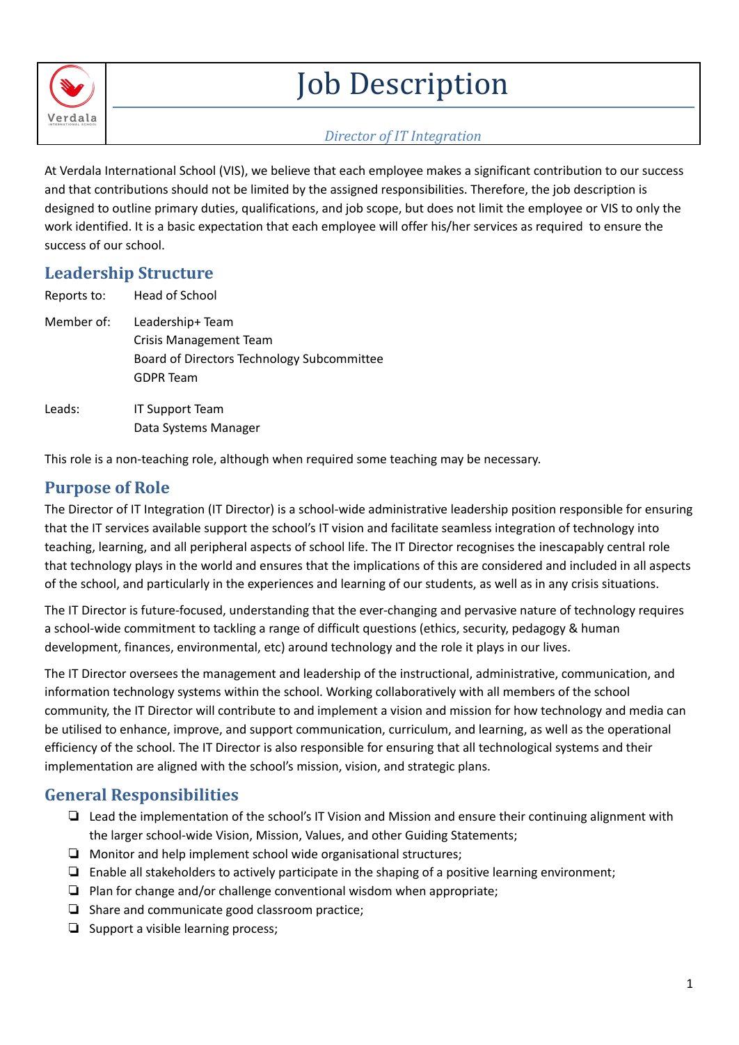# Job Description

*Director of IT Integration*

At Verdala International School (VIS), we believe that each employee makes a significant contribution to our success and that contributions should not be limited by the assigned responsibilities. Therefore, the job description is designed to outline primary duties, qualifications, and job scope, but does not limit the employee or VIS to only the work identified. It is a basic expectation that each employee will offer his/her services as required to ensure the success of our school.

## Leadership Structure

| | |
|---|---|
| Reports to: | Head of School |
| Member of: | Leadership+ Team<br>Crisis Management Team<br>Board of Directors Technology Subcommittee<br>GDPR Team |
| Leads: | IT Support Team<br>Data Systems Manager |

This role is a non-teaching role, although when required some teaching may be necessary.

## Purpose of Role

The Director of IT Integration (IT Director) is a school-wide administrative leadership position responsible for ensuring that the IT services available support the school's IT vision and facilitate seamless integration of technology into teaching, learning, and all peripheral aspects of school life. The IT Director recognises the inescapably central role that technology plays in the world and ensures that the implications of this are considered and included in all aspects of the school, and particularly in the experiences and learning of our students, as well as in any crisis situations.

The IT Director is future-focused, understanding that the ever-changing and pervasive nature of technology requires a school-wide commitment to tackling a range of difficult questions (ethics, security, pedagogy & human development, finances, environmental, etc) around technology and the role it plays in our lives.

The IT Director oversees the management and leadership of the instructional, administrative, communication, and information technology systems within the school. Working collaboratively with all members of the school community, the IT Director will contribute to and implement a vision and mission for how technology and media can be utilised to enhance, improve, and support communication, curriculum, and learning, as well as the operational efficiency of the school. The IT Director is also responsible for ensuring that all technological systems and their implementation are aligned with the school's mission, vision, and strategic plans.

## General Responsibilities

- Lead the implementation of the school's IT Vision and Mission and ensure their continuing alignment with the larger school-wide Vision, Mission, Values, and other Guiding Statements;
- Monitor and help implement school wide organisational structures;
- Enable all stakeholders to actively participate in the shaping of a positive learning environment;
- Plan for change and/or challenge conventional wisdom when appropriate;
- Share and communicate good classroom practice;
- Support a visible learning process;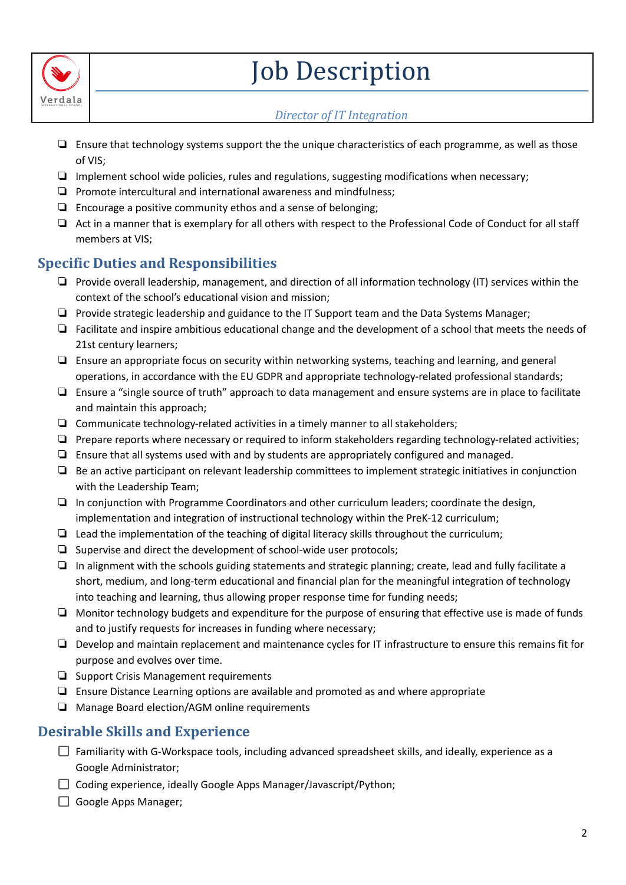- Ensure that technology systems support the the unique characteristics of each programme, as well as those of VIS;
- Implement school wide policies, rules and regulations, suggesting modifications when necessary;
- Promote intercultural and international awareness and mindfulness;
- Encourage a positive community ethos and a sense of belonging;
- Act in a manner that is exemplary for all others with respect to the Professional Code of Conduct for all staff members at VIS;

## Specific Duties and Responsibilities

- Provide overall leadership, management, and direction of all information technology (IT) services within the context of the school's educational vision and mission;
- Provide strategic leadership and guidance to the IT Support team and the Data Systems Manager;
- Facilitate and inspire ambitious educational change and the development of a school that meets the needs of 21st century learners;
- Ensure an appropriate focus on security within networking systems, teaching and learning, and general operations, in accordance with the EU GDPR and appropriate technology-related professional standards;
- Ensure a "single source of truth" approach to data management and ensure systems are in place to facilitate and maintain this approach;
- Communicate technology-related activities in a timely manner to all stakeholders;
- Prepare reports where necessary or required to inform stakeholders regarding technology-related activities;
- Ensure that all systems used with and by students are appropriately configured and managed.
- Be an active participant on relevant leadership committees to implement strategic initiatives in conjunction with the Leadership Team;
- In conjunction with Programme Coordinators and other curriculum leaders; coordinate the design, implementation and integration of instructional technology within the PreK-12 curriculum;
- Lead the implementation of the teaching of digital literacy skills throughout the curriculum;
- Supervise and direct the development of school-wide user protocols;
- In alignment with the schools guiding statements and strategic planning; create, lead and fully facilitate a short, medium, and long-term educational and financial plan for the meaningful integration of technology into teaching and learning, thus allowing proper response time for funding needs;
- Monitor technology budgets and expenditure for the purpose of ensuring that effective use is made of funds and to justify requests for increases in funding where necessary;
- Develop and maintain replacement and maintenance cycles for IT infrastructure to ensure this remains fit for purpose and evolves over time.
- Support Crisis Management requirements
- Ensure Distance Learning options are available and promoted as and where appropriate
- Manage Board election/AGM online requirements

## Desirable Skills and Experience

- Familiarity with G-Workspace tools, including advanced spreadsheet skills, and ideally, experience as a Google Administrator;
- Coding experience, ideally Google Apps Manager/Javascript/Python;
- Google Apps Manager;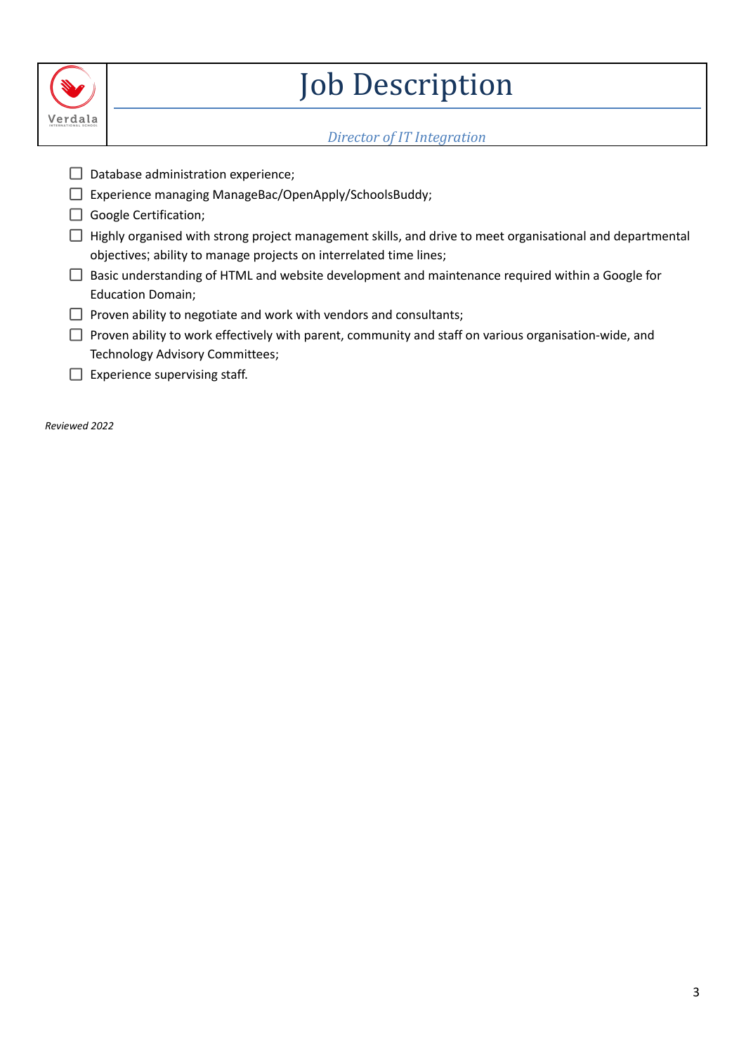- Database administration experience;
- Experience managing ManageBac/OpenApply/SchoolsBuddy;
- Google Certification;
- Highly organised with strong project management skills, and drive to meet organisational and departmental objectives; ability to manage projects on interrelated time lines;
- Basic understanding of HTML and website development and maintenance required within a Google for Education Domain;
- Proven ability to negotiate and work with vendors and consultants;
- Proven ability to work effectively with parent, community and staff on various organisation-wide, and Technology Advisory Committees;
- Experience supervising staff.

*Reviewed 2022*